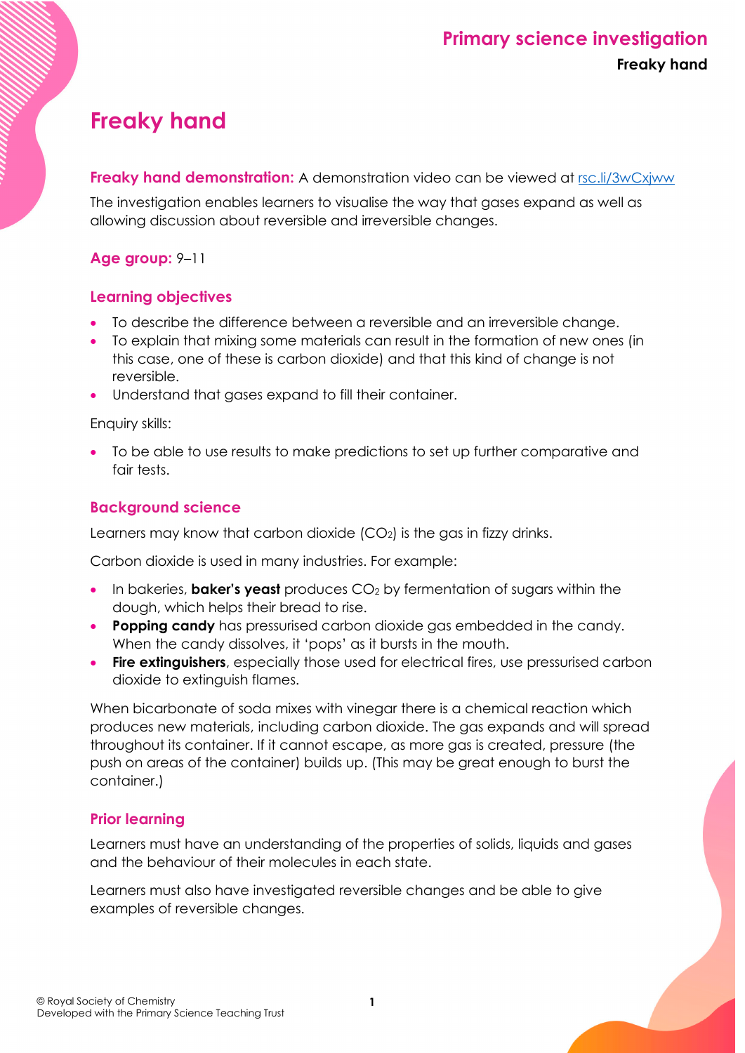# Freaky hand

**Freaky hand demonstration:** A demonstration video can be viewed at [rsc.li/3wCxjww](https://rsc.li/3wCxjww)

The investigation enables learners to visualise the way that gases expand as well as allowing discussion about reversible and irreversible changes.

## Age group: 9–11

## Learning objectives

- To describe the difference between a reversible and an irreversible change.
- To explain that mixing some materials can result in the formation of new ones (in this case, one of these is carbon dioxide) and that this kind of change is not reversible.
- Understand that gases expand to fill their container.

Enquiry skills:

- To be able to use results to make predictions to set up further comparative and fair tests.

## Background science

Learners may know that carbon dioxide ($CO_2$) is the gas in fizzy drinks.

Carbon dioxide is used in many industries. For example:

- In bakeries, **baker's yeast** produces $CO_2$ by fermentation of sugars within the dough, which helps their bread to rise.
- **Popping candy** has pressurised carbon dioxide gas embedded in the candy. When the candy dissolves, it 'pops' as it bursts in the mouth.
- **Fire extinguishers**, especially those used for electrical fires, use pressurised carbon dioxide to extinguish flames.

When bicarbonate of soda mixes with vinegar there is a chemical reaction which produces new materials, including carbon dioxide. The gas expands and will spread throughout its container. If it cannot escape, as more gas is created, pressure (the push on areas of the container) builds up. (This may be great enough to burst the container.)

## Prior learning

Learners must have an understanding of the properties of solids, liquids and gases and the behaviour of their molecules in each state.

Learners must also have investigated reversible changes and be able to give examples of reversible changes.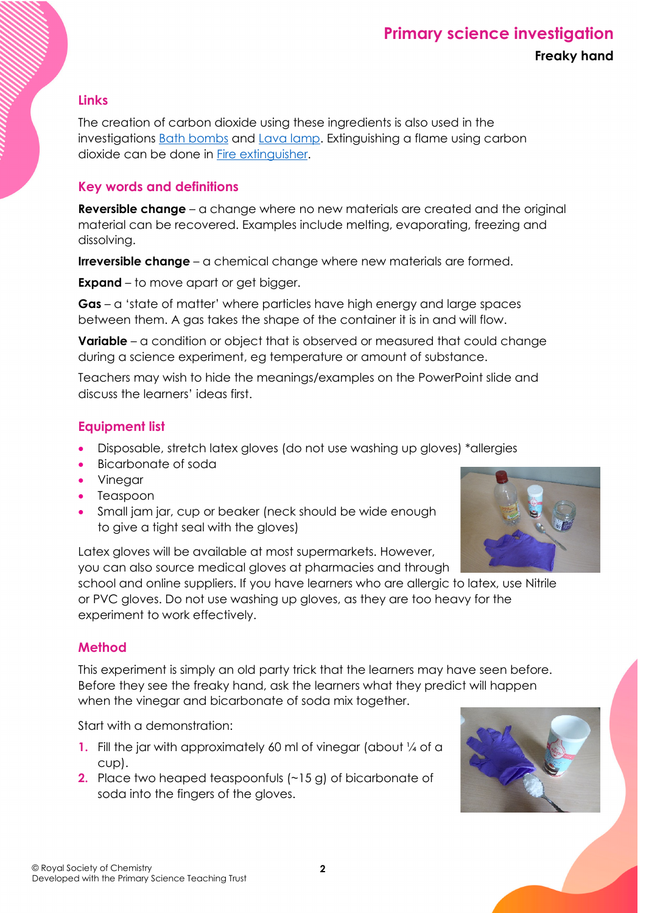## Links

The creation of carbon dioxide using these ingredients is also used in the investigations [Bath bombs](#) and [Lava lamp](#). Extinguishing a flame using carbon dioxide can be done in [Fire extinguisher](#).

## Key words and definitions

**Reversible change** – a change where no new materials are created and the original material can be recovered. Examples include melting, evaporating, freezing and dissolving.

**Irreversible change** – a chemical change where new materials are formed.

**Expand** – to move apart or get bigger.

**Gas** – a 'state of matter' where particles have high energy and large spaces between them. A gas takes the shape of the container it is in and will flow.

**Variable** – a condition or object that is observed or measured that could change during a science experiment, eg temperature or amount of substance.

Teachers may wish to hide the meanings/examples on the PowerPoint slide and discuss the learners' ideas first.

## Equipment list

- Disposable, stretch latex gloves (do not use washing up gloves) *allergies
- Bicarbonate of soda
- Vinegar
- Teaspoon
- Small jam jar, cup or beaker (neck should be wide enough to give a tight seal with the gloves)

Latex gloves will be available at most supermarkets. However, you can also source medical gloves at pharmacies and through school and online suppliers. If you have learners who are allergic to latex, use Nitrile or PVC gloves. Do not use washing up gloves, as they are too heavy for the experiment to work effectively.

## Method

This experiment is simply an old party trick that the learners may have seen before. Before they see the freaky hand, ask the learners what they predict will happen when the vinegar and bicarbonate of soda mix together.

Start with a demonstration:

1. Fill the jar with approximately 60 ml of vinegar (about ¼ of a cup).
2. Place two heaped teaspoonfuls (~15 g) of bicarbonate of soda into the fingers of the gloves.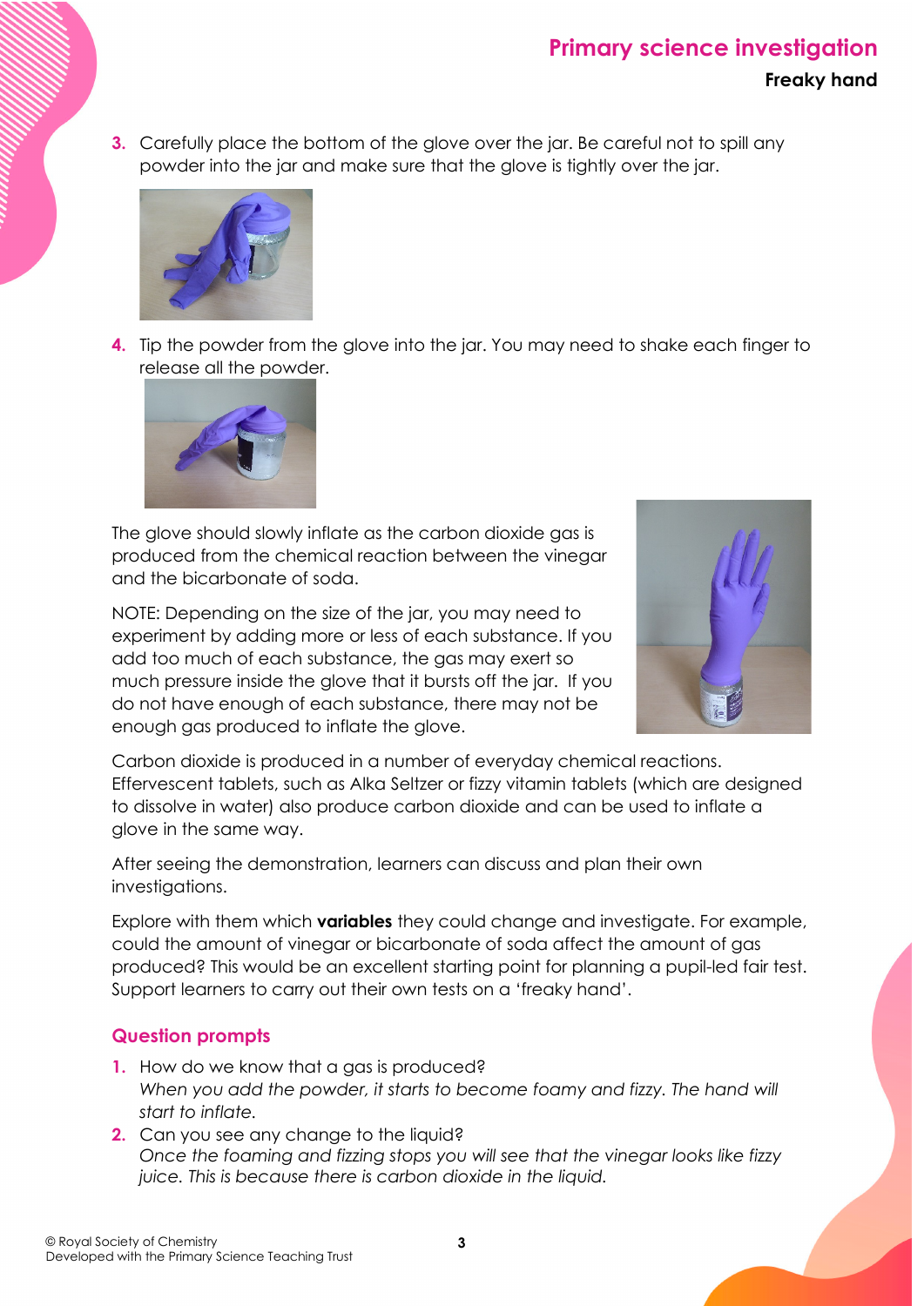3. Carefully place the bottom of the glove over the jar. Be careful not to spill any powder into the jar and make sure that the glove is tightly over the jar.

4. Tip the powder from the glove into the jar. You may need to shake each finger to release all the powder.

The glove should slowly inflate as the carbon dioxide gas is produced from the chemical reaction between the vinegar and the bicarbonate of soda.

NOTE: Depending on the size of the jar, you may need to experiment by adding more or less of each substance. If you add too much of each substance, the gas may exert so much pressure inside the glove that it bursts off the jar. If you do not have enough of each substance, there may not be enough gas produced to inflate the glove.

Carbon dioxide is produced in a number of everyday chemical reactions. Effervescent tablets, such as Alka Seltzer or fizzy vitamin tablets (which are designed to dissolve in water) also produce carbon dioxide and can be used to inflate a glove in the same way.

After seeing the demonstration, learners can discuss and plan their own investigations.

Explore with them which **variables** they could change and investigate. For example, could the amount of vinegar or bicarbonate of soda affect the amount of gas produced? This would be an excellent starting point for planning a pupil-led fair test. Support learners to carry out their own tests on a 'freaky hand'.

## Question prompts

1. How do we know that a gas is produced?
   *When you add the powder, it starts to become foamy and fizzy. The hand will start to inflate.*
2. Can you see any change to the liquid?
   *Once the foaming and fizzing stops you will see that the vinegar looks like fizzy juice. This is because there is carbon dioxide in the liquid.*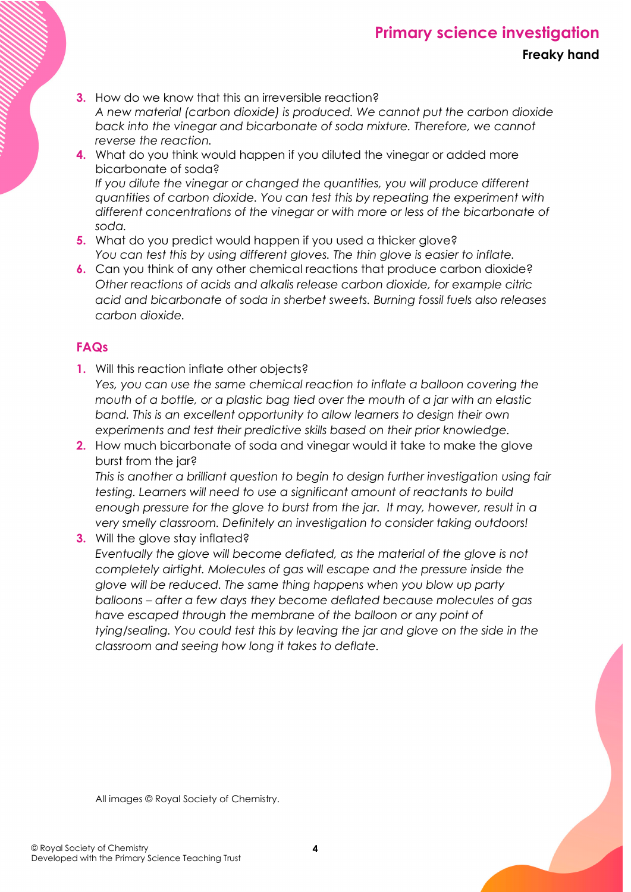3. How do we know that this an irreversible reaction?
   *A new material (carbon dioxide) is produced. We cannot put the carbon dioxide back into the vinegar and bicarbonate of soda mixture. Therefore, we cannot reverse the reaction.*
4. What do you think would happen if you diluted the vinegar or added more bicarbonate of soda?
   *If you dilute the vinegar or changed the quantities, you will produce different quantities of carbon dioxide. You can test this by repeating the experiment with different concentrations of the vinegar or with more or less of the bicarbonate of soda.*
5. What do you predict would happen if you used a thicker glove?
   *You can test this by using different gloves. The thin glove is easier to inflate.*
6. Can you think of any other chemical reactions that produce carbon dioxide?
   *Other reactions of acids and alkalis release carbon dioxide, for example citric acid and bicarbonate of soda in sherbet sweets. Burning fossil fuels also releases carbon dioxide.*

## FAQs

1. Will this reaction inflate other objects?
   *Yes, you can use the same chemical reaction to inflate a balloon covering the mouth of a bottle, or a plastic bag tied over the mouth of a jar with an elastic band. This is an excellent opportunity to allow learners to design their own experiments and test their predictive skills based on their prior knowledge.*
2. How much bicarbonate of soda and vinegar would it take to make the glove burst from the jar?
   *This is another a brilliant question to begin to design further investigation using fair testing. Learners will need to use a significant amount of reactants to build enough pressure for the glove to burst from the jar. It may, however, result in a very smelly classroom. Definitely an investigation to consider taking outdoors!*
3. Will the glove stay inflated?
   *Eventually the glove will become deflated, as the material of the glove is not completely airtight. Molecules of gas will escape and the pressure inside the glove will be reduced. The same thing happens when you blow up party balloons – after a few days they become deflated because molecules of gas have escaped through the membrane of the balloon or any point of tying/sealing. You could test this by leaving the jar and glove on the side in the classroom and seeing how long it takes to deflate.*

All images © Royal Society of Chemistry.